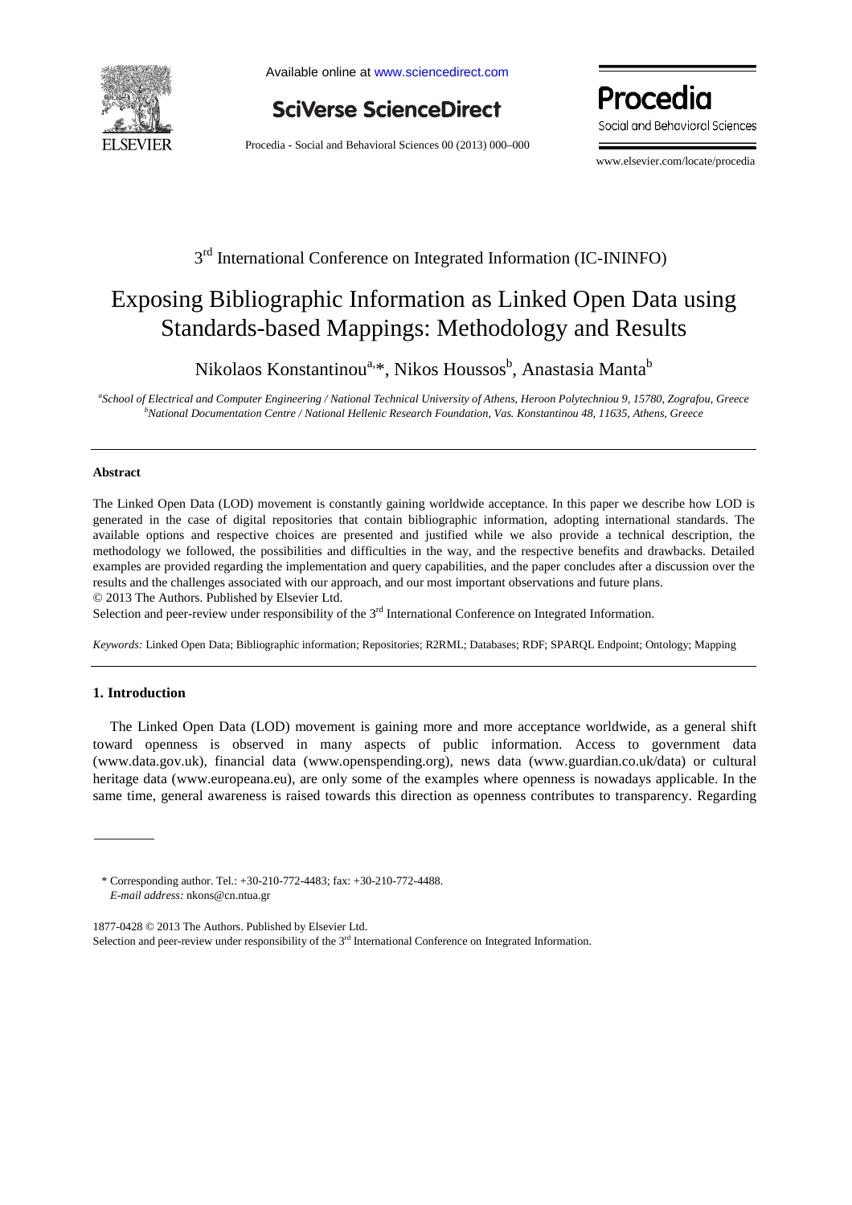3rd International Conference on Integrated Information (IC-ININFO)

# Exposing Bibliographic Information as Linked Open Data using Standards-based Mappings: Methodology and Results

Nikolaos Konstantinou[a,*], Nikos Houssos[b], Anastasia Manta[b]

[a]*School of Electrical and Computer Engineering / National Technical University of Athens, Heroon Polytechniou 9, 15780, Zografou, Greece*
[b]*National Documentation Centre / National Hellenic Research Foundation, Vas. Konstantinou 48, 11635, Athens, Greece*

---

### Abstract

The Linked Open Data (LOD) movement is constantly gaining worldwide acceptance. In this paper we describe how LOD is generated in the case of digital repositories that contain bibliographic information, adopting international standards. The available options and respective choices are presented and justified while we also provide a technical description, the methodology we followed, the possibilities and difficulties in the way, and the respective benefits and drawbacks. Detailed examples are provided regarding the implementation and query capabilities, and the paper concludes after a discussion over the results and the challenges associated with our approach, and our most important observations and future plans.

© 2013 The Authors. Published by Elsevier Ltd.

Selection and peer-review under responsibility of the 3rd International Conference on Integrated Information.

*Keywords:* Linked Open Data; Bibliographic information; Repositories; R2RML; Databases; RDF; SPARQL Endpoint; Ontology; Mapping

---

## 1. Introduction

The Linked Open Data (LOD) movement is gaining more and more acceptance worldwide, as a general shift toward openness is observed in many aspects of public information. Access to government data (www.data.gov.uk), financial data (www.openspending.org), news data (www.guardian.co.uk/data) or cultural heritage data (www.europeana.eu), are only some of the examples where openness is nowadays applicable. In the same time, general awareness is raised towards this direction as openness contributes to transparency. Regarding

\* Corresponding author. Tel.: +30-210-772-4483; fax: +30-210-772-4488.
*E-mail address:* nkons@cn.ntua.gr

1877-0428 © 2013 The Authors. Published by Elsevier Ltd.
Selection and peer-review under responsibility of the 3rd International Conference on Integrated Information.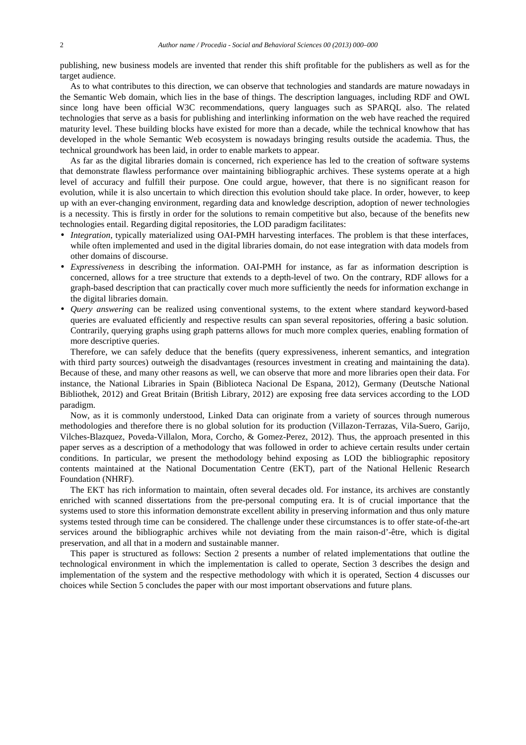publishing, new business models are invented that render this shift profitable for the publishers as well as for the target audience.

As to what contributes to this direction, we can observe that technologies and standards are mature nowadays in the Semantic Web domain, which lies in the base of things. The description languages, including RDF and OWL since long have been official W3C recommendations, query languages such as SPARQL also. The related technologies that serve as a basis for publishing and interlinking information on the web have reached the required maturity level. These building blocks have existed for more than a decade, while the technical knowhow that has developed in the whole Semantic Web ecosystem is nowadays bringing results outside the academia. Thus, the technical groundwork has been laid, in order to enable markets to appear.

As far as the digital libraries domain is concerned, rich experience has led to the creation of software systems that demonstrate flawless performance over maintaining bibliographic archives. These systems operate at a high level of accuracy and fulfill their purpose. One could argue, however, that there is no significant reason for evolution, while it is also uncertain to which direction this evolution should take place. In order, however, to keep up with an ever-changing environment, regarding data and knowledge description, adoption of newer technologies is a necessity. This is firstly in order for the solutions to remain competitive but also, because of the benefits new technologies entail. Regarding digital repositories, the LOD paradigm facilitates:

- *Integration*, typically materialized using OAI-PMH harvesting interfaces. The problem is that these interfaces, while often implemented and used in the digital libraries domain, do not ease integration with data models from other domains of discourse.
- *Expressiveness* in describing the information. OAI-PMH for instance, as far as information description is concerned, allows for a tree structure that extends to a depth-level of two. On the contrary, RDF allows for a graph-based description that can practically cover much more sufficiently the needs for information exchange in the digital libraries domain.
- *Query answering* can be realized using conventional systems, to the extent where standard keyword-based queries are evaluated efficiently and respective results can span several repositories, offering a basic solution. Contrarily, querying graphs using graph patterns allows for much more complex queries, enabling formation of more descriptive queries.

Therefore, we can safely deduce that the benefits (query expressiveness, inherent semantics, and integration with third party sources) outweigh the disadvantages (resources investment in creating and maintaining the data). Because of these, and many other reasons as well, we can observe that more and more libraries open their data. For instance, the National Libraries in Spain (Biblioteca Nacional De Espana, 2012), Germany (Deutsche National Bibliothek, 2012) and Great Britain (British Library, 2012) are exposing free data services according to the LOD paradigm.

Now, as it is commonly understood, Linked Data can originate from a variety of sources through numerous methodologies and therefore there is no global solution for its production (Villazon-Terrazas, Vila-Suero, Garijo, Vilches-Blazquez, Poveda-Villalon, Mora, Corcho, & Gomez-Perez, 2012). Thus, the approach presented in this paper serves as a description of a methodology that was followed in order to achieve certain results under certain conditions. In particular, we present the methodology behind exposing as LOD the bibliographic repository contents maintained at the National Documentation Centre (EKT), part of the National Hellenic Research Foundation (NHRF).

The EKT has rich information to maintain, often several decades old. For instance, its archives are constantly enriched with scanned dissertations from the pre-personal computing era. It is of crucial importance that the systems used to store this information demonstrate excellent ability in preserving information and thus only mature systems tested through time can be considered. The challenge under these circumstances is to offer state-of-the-art services around the bibliographic archives while not deviating from the main raison-d'-être, which is digital preservation, and all that in a modern and sustainable manner.

This paper is structured as follows: Section 2 presents a number of related implementations that outline the technological environment in which the implementation is called to operate, Section 3 describes the design and implementation of the system and the respective methodology with which it is operated, Section 4 discusses our choices while Section 5 concludes the paper with our most important observations and future plans.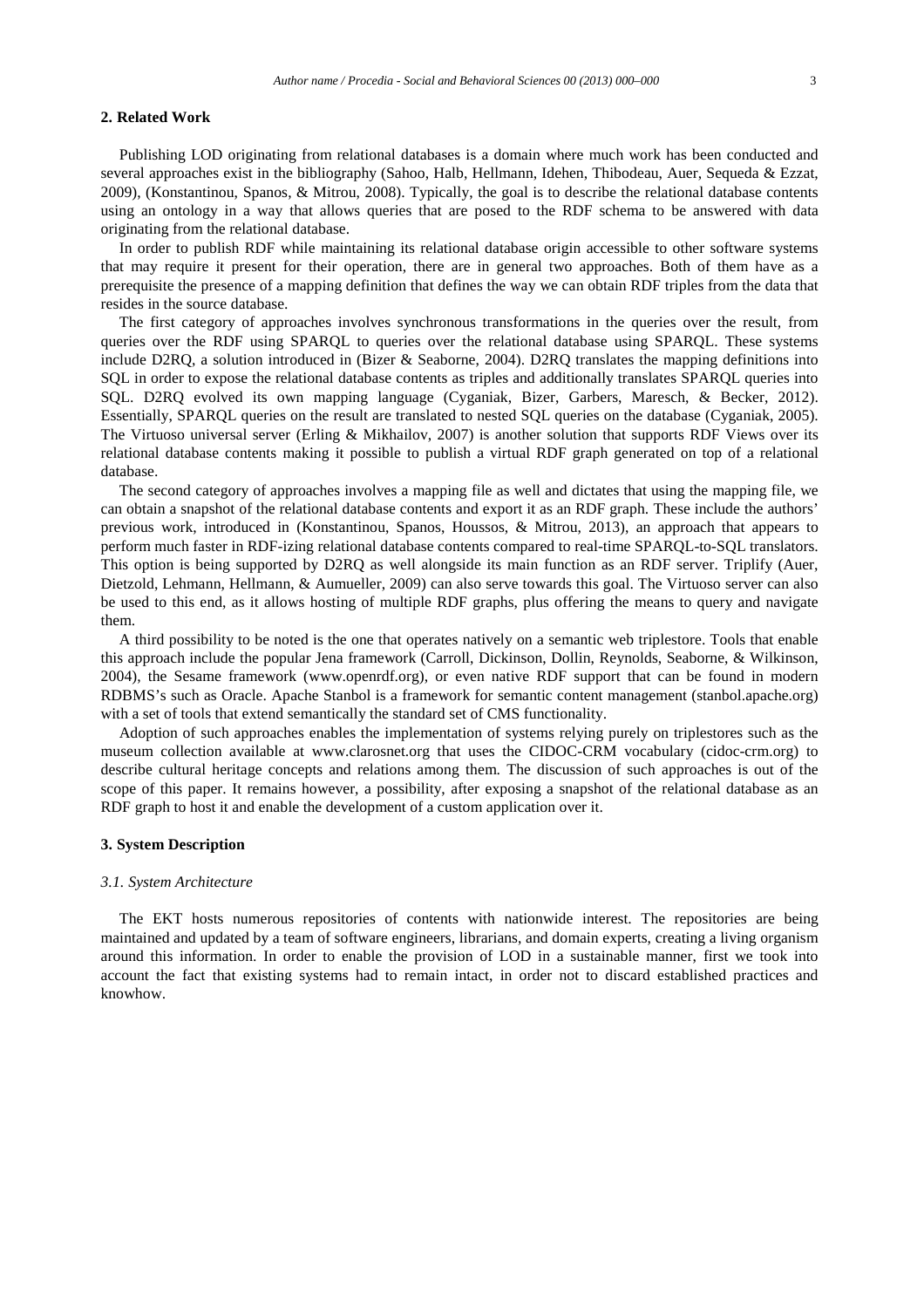## 2. Related Work

Publishing LOD originating from relational databases is a domain where much work has been conducted and several approaches exist in the bibliography (Sahoo, Halb, Hellmann, Idehen, Thibodeau, Auer, Sequeda & Ezzat, 2009), (Konstantinou, Spanos, & Mitrou, 2008). Typically, the goal is to describe the relational database contents using an ontology in a way that allows queries that are posed to the RDF schema to be answered with data originating from the relational database.

In order to publish RDF while maintaining its relational database origin accessible to other software systems that may require it present for their operation, there are in general two approaches. Both of them have as a prerequisite the presence of a mapping definition that defines the way we can obtain RDF triples from the data that resides in the source database.

The first category of approaches involves synchronous transformations in the queries over the result, from queries over the RDF using SPARQL to queries over the relational database using SPARQL. These systems include D2RQ, a solution introduced in (Bizer & Seaborne, 2004). D2RQ translates the mapping definitions into SQL in order to expose the relational database contents as triples and additionally translates SPARQL queries into SQL. D2RQ evolved its own mapping language (Cyganiak, Bizer, Garbers, Maresch, & Becker, 2012). Essentially, SPARQL queries on the result are translated to nested SQL queries on the database (Cyganiak, 2005). The Virtuoso universal server (Erling & Mikhailov, 2007) is another solution that supports RDF Views over its relational database contents making it possible to publish a virtual RDF graph generated on top of a relational database.

The second category of approaches involves a mapping file as well and dictates that using the mapping file, we can obtain a snapshot of the relational database contents and export it as an RDF graph. These include the authors' previous work, introduced in (Konstantinou, Spanos, Houssos, & Mitrou, 2013), an approach that appears to perform much faster in RDF-izing relational database contents compared to real-time SPARQL-to-SQL translators. This option is being supported by D2RQ as well alongside its main function as an RDF server. Triplify (Auer, Dietzold, Lehmann, Hellmann, & Aumueller, 2009) can also serve towards this goal. The Virtuoso server can also be used to this end, as it allows hosting of multiple RDF graphs, plus offering the means to query and navigate them.

A third possibility to be noted is the one that operates natively on a semantic web triplestore. Tools that enable this approach include the popular Jena framework (Carroll, Dickinson, Dollin, Reynolds, Seaborne, & Wilkinson, 2004), the Sesame framework (www.openrdf.org), or even native RDF support that can be found in modern RDBMS's such as Oracle. Apache Stanbol is a framework for semantic content management (stanbol.apache.org) with a set of tools that extend semantically the standard set of CMS functionality.

Adoption of such approaches enables the implementation of systems relying purely on triplestores such as the museum collection available at www.clarosnet.org that uses the CIDOC-CRM vocabulary (cidoc-crm.org) to describe cultural heritage concepts and relations among them. The discussion of such approaches is out of the scope of this paper. It remains however, a possibility, after exposing a snapshot of the relational database as an RDF graph to host it and enable the development of a custom application over it.

## 3. System Description

### *3.1. System Architecture*

The EKT hosts numerous repositories of contents with nationwide interest. The repositories are being maintained and updated by a team of software engineers, librarians, and domain experts, creating a living organism around this information. In order to enable the provision of LOD in a sustainable manner, first we took into account the fact that existing systems had to remain intact, in order not to discard established practices and knowhow.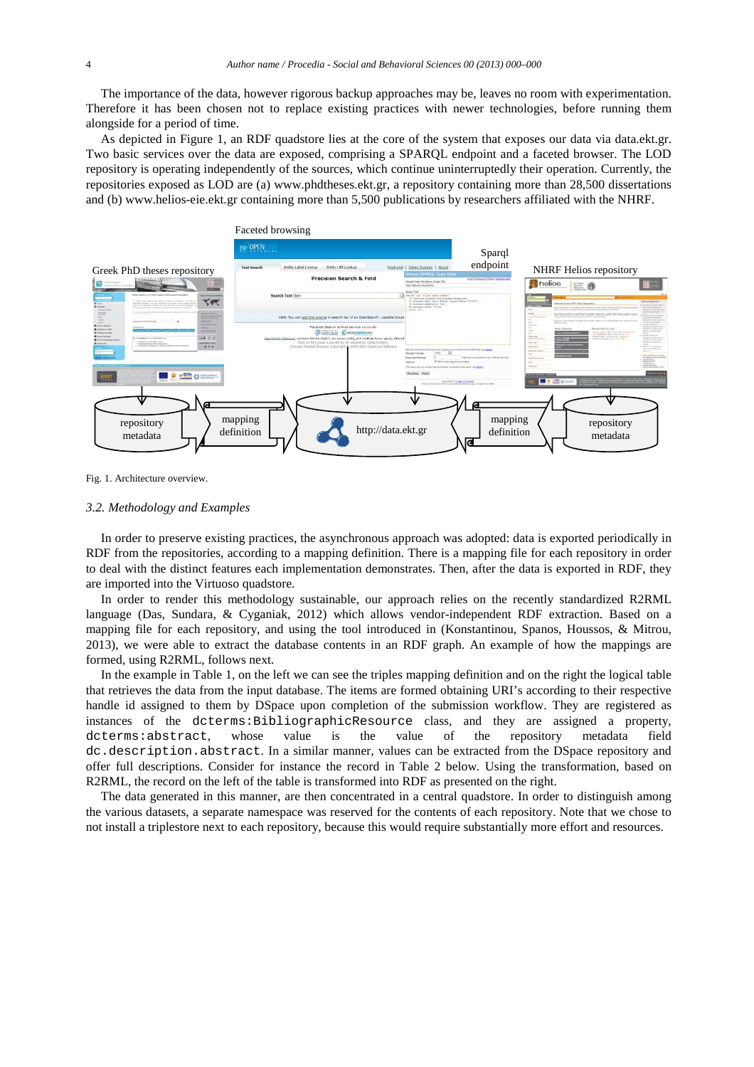The importance of the data, however rigorous backup approaches may be, leaves no room with experimentation. Therefore it has been chosen not to replace existing practices with newer technologies, before running them alongside for a period of time.

As depicted in Figure 1, an RDF quadstore lies at the core of the system that exposes our data via data.ekt.gr. Two basic services over the data are exposed, comprising a SPARQL endpoint and a faceted browser. The LOD repository is operating independently of the sources, which continue uninterruptedly their operation. Currently, the repositories exposed as LOD are (a) www.phdtheses.ekt.gr, a repository containing more than 28,500 dissertations and (b) www.helios-eie.ekt.gr containing more than 5,500 publications by researchers affiliated with the NHRF.

Fig. 1. Architecture overview.

### 3.2. Methodology and Examples

In order to preserve existing practices, the asynchronous approach was adopted: data is exported periodically in RDF from the repositories, according to a mapping definition. There is a mapping file for each repository in order to deal with the distinct features each implementation demonstrates. Then, after the data is exported in RDF, they are imported into the Virtuoso quadstore.

In order to render this methodology sustainable, our approach relies on the recently standardized R2RML language (Das, Sundara, & Cyganiak, 2012) which allows vendor-independent RDF extraction. Based on a mapping file for each repository, and using the tool introduced in (Konstantinou, Spanos, Houssos, & Mitrou, 2013), we were able to extract the database contents in an RDF graph. An example of how the mappings are formed, using R2RML, follows next.

In the example in Table 1, on the left we can see the triples mapping definition and on the right the logical table that retrieves the data from the input database. The items are formed obtaining URI's according to their respective handle id assigned to them by DSpace upon completion of the submission workflow. They are registered as instances of the `dcterms:BibliographicResource` class, and they are assigned a property, `dcterms:abstract`, whose value is the value of the repository metadata field `dc.description.abstract`. In a similar manner, values can be extracted from the DSpace repository and offer full descriptions. Consider for instance the record in Table 2 below. Using the transformation, based on R2RML, the record on the left of the table is transformed into RDF as presented on the right.

The data generated in this manner, are then concentrated in a central quadstore. In order to distinguish among the various datasets, a separate namespace was reserved for the contents of each repository. Note that we chose to not install a triplestore next to each repository, because this would require substantially more effort and resources.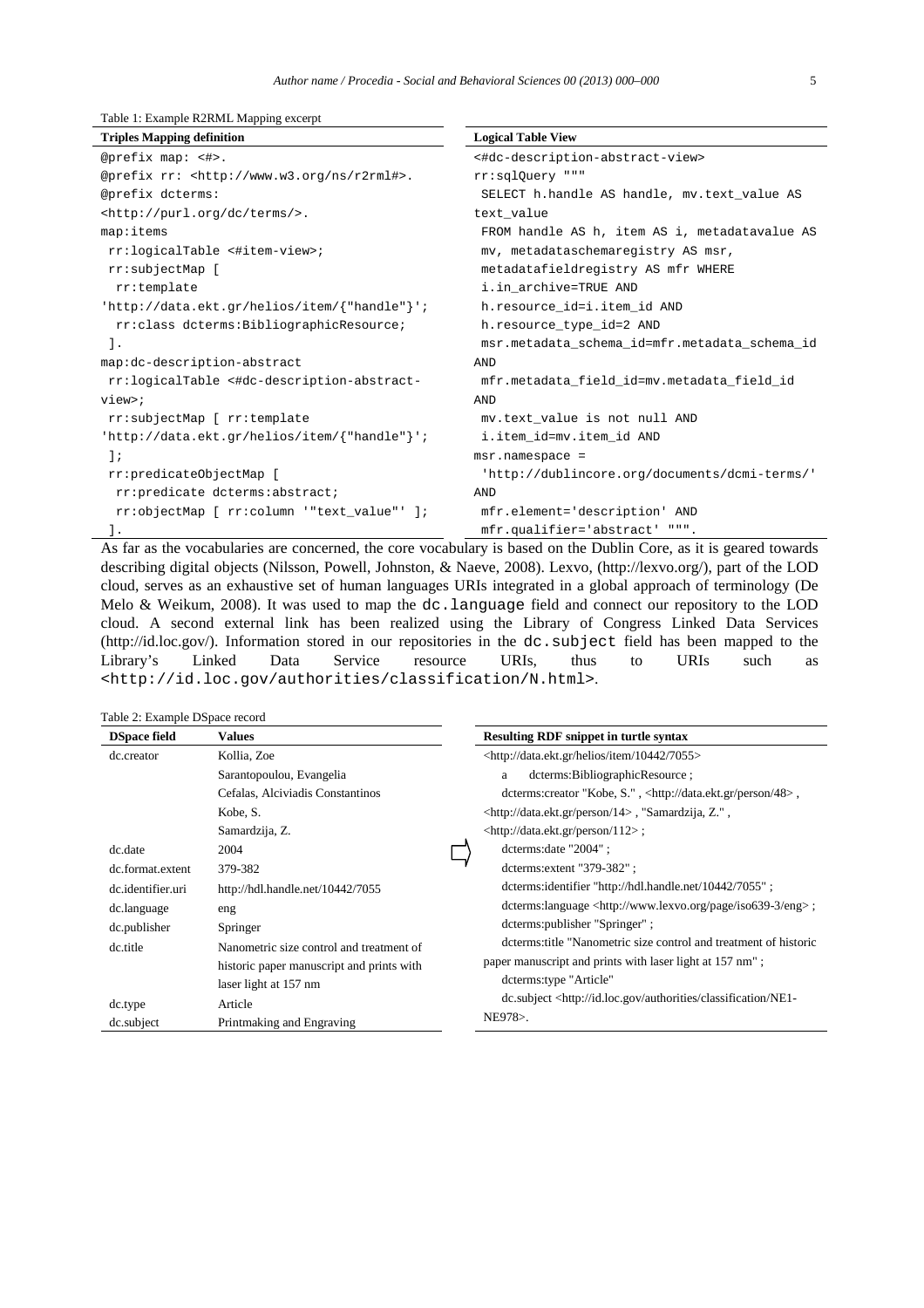Table 1: Example R2RML Mapping excerpt

| Triples Mapping definition | Logical Table View |
|---|---|
| `@prefix map: <#>.`<br>`@prefix rr: <http://www.w3.org/ns/r2rml#>.`<br>`@prefix dcterms: <http://purl.org/dc/terms/>.`<br>`map:items`<br>` rr:logicalTable <#item-view>;`<br>` rr:subjectMap [`<br>`  rr:template 'http://data.ekt.gr/helios/item/{"handle"}';`<br>`  rr:class dcterms:BibliographicResource;`<br>` ].`<br>`map:dc-description-abstract`<br>` rr:logicalTable <#dc-description-abstract-view>;`<br>` rr:subjectMap [ rr:template 'http://data.ekt.gr/helios/item/{"handle"}';`<br>` ];`<br>` rr:predicateObjectMap [`<br>`  rr:predicate dcterms:abstract;`<br>`  rr:objectMap [ rr:column '"text_value"' ];`<br>` ].` | `<#dc-description-abstract-view>`<br>`rr:sqlQuery """`<br>` SELECT h.handle AS handle, mv.text_value AS text_value`<br>` FROM handle AS h, item AS i, metadatavalue AS mv, metadataschemaregistry AS msr, metadatafieldregistry AS mfr WHERE`<br>` i.in_archive=TRUE AND`<br>` h.resource_id=i.item_id AND`<br>` h.resource_type_id=2 AND`<br>` msr.metadata_schema_id=mfr.metadata_schema_id AND`<br>` mfr.metadata_field_id=mv.metadata_field_id AND`<br>` mv.text_value is not null AND`<br>` i.item_id=mv.item_id AND`<br>`msr.namespace =`<br>` 'http://dublincore.org/documents/dcmi-terms/' AND`<br>` mfr.element='description' AND`<br>` mfr.qualifier='abstract' """.` |

As far as the vocabularies are concerned, the core vocabulary is based on the Dublin Core, as it is geared towards describing digital objects (Nilsson, Powell, Johnston, & Naeve, 2008). Lexvo, (http://lexvo.org/), part of the LOD cloud, serves as an exhaustive set of human languages URIs integrated in a global approach of terminology (De Melo & Weikum, 2008). It was used to map the `dc.language` field and connect our repository to the LOD cloud. A second external link has been realized using the Library of Congress Linked Data Services (http://id.loc.gov/). Information stored in our repositories in the `dc.subject` field has been mapped to the Library's Linked Data Service resource URIs, thus to URIs such as `<http://id.loc.gov/authorities/classification/N.html>`.

Table 2: Example DSpace record

| DSpace field | Values |
|---|---|
| dc.creator | Kollia, Zoe<br>Sarantopoulou, Evangelia<br>Cefalas, Alciviadis Constantinos<br>Kobe, S.<br>Samardzija, Z. |
| dc.date | 2004 |
| dc.format.extent | 379-382 |
| dc.identifier.uri | http://hdl.handle.net/10442/7055 |
| dc.language | eng |
| dc.publisher | Springer |
| dc.title | Nanometric size control and treatment of historic paper manuscript and prints with laser light at 157 nm |
| dc.type | Article |
| dc.subject | Printmaking and Engraving |

Resulting RDF snippet in turtle syntax

```
<http://data.ekt.gr/helios/item/10442/7055>
    a    dcterms:BibliographicResource ;
    dcterms:creator "Kobe, S." , <http://data.ekt.gr/person/48> ,
<http://data.ekt.gr/person/14> , "Samardzija, Z." ,
<http://data.ekt.gr/person/112> ;
    dcterms:date "2004" ;
    dcterms:extent "379-382" ;
    dcterms:identifier "http://hdl.handle.net/10442/7055" ;
    dcterms:language <http://www.lexvo.org/page/iso639-3/eng> ;
    dcterms:publisher "Springer" ;
    dcterms:title "Nanometric size control and treatment of historic
paper manuscript and prints with laser light at 157 nm" ;
    dcterms:type "Article"
    dc.subject <http://id.loc.gov/authorities/classification/NE1-
NE978>.
```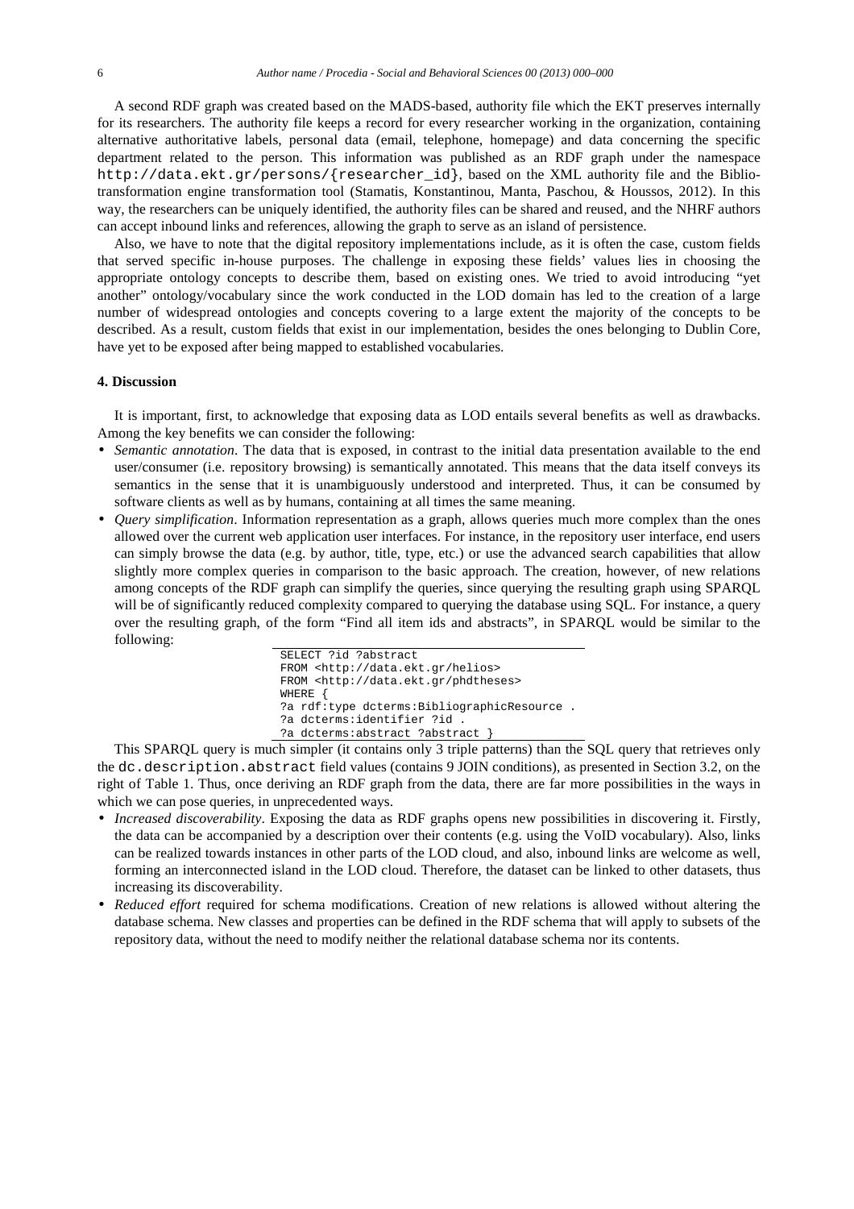A second RDF graph was created based on the MADS-based, authority file which the EKT preserves internally for its researchers. The authority file keeps a record for every researcher working in the organization, containing alternative authoritative labels, personal data (email, telephone, homepage) and data concerning the specific department related to the person. This information was published as an RDF graph under the namespace `http://data.ekt.gr/persons/{researcher_id}`, based on the XML authority file and the Biblio-transformation engine transformation tool (Stamatis, Konstantinou, Manta, Paschou, & Houssos, 2012). In this way, the researchers can be uniquely identified, the authority files can be shared and reused, and the NHRF authors can accept inbound links and references, allowing the graph to serve as an island of persistence.

Also, we have to note that the digital repository implementations include, as it is often the case, custom fields that served specific in-house purposes. The challenge in exposing these fields' values lies in choosing the appropriate ontology concepts to describe them, based on existing ones. We tried to avoid introducing "yet another" ontology/vocabulary since the work conducted in the LOD domain has led to the creation of a large number of widespread ontologies and concepts covering to a large extent the majority of the concepts to be described. As a result, custom fields that exist in our implementation, besides the ones belonging to Dublin Core, have yet to be exposed after being mapped to established vocabularies.

### 4. Discussion

It is important, first, to acknowledge that exposing data as LOD entails several benefits as well as drawbacks. Among the key benefits we can consider the following:

- *Semantic annotation*. The data that is exposed, in contrast to the initial data presentation available to the end user/consumer (i.e. repository browsing) is semantically annotated. This means that the data itself conveys its semantics in the sense that it is unambiguously understood and interpreted. Thus, it can be consumed by software clients as well as by humans, containing at all times the same meaning.
- *Query simplification*. Information representation as a graph, allows queries much more complex than the ones allowed over the current web application user interfaces. For instance, in the repository user interface, end users can simply browse the data (e.g. by author, title, type, etc.) or use the advanced search capabilities that allow slightly more complex queries in comparison to the basic approach. The creation, however, of new relations among concepts of the RDF graph can simplify the queries, since querying the resulting graph using SPARQL will be of significantly reduced complexity compared to querying the database using SQL. For instance, a query over the resulting graph, of the form "Find all item ids and abstracts", in SPARQL would be similar to the following:

```
SELECT ?id ?abstract
FROM <http://data.ekt.gr/helios>
FROM <http://data.ekt.gr/phdtheses>
WHERE {
?a rdf:type dcterms:BibliographicResource .
?a dcterms:identifier ?id .
?a dcterms:abstract ?abstract }
```

This SPARQL query is much simpler (it contains only 3 triple patterns) than the SQL query that retrieves only the `dc.description.abstract` field values (contains 9 JOIN conditions), as presented in Section 3.2, on the right of Table 1. Thus, once deriving an RDF graph from the data, there are far more possibilities in the ways in which we can pose queries, in unprecedented ways.

- *Increased discoverability*. Exposing the data as RDF graphs opens new possibilities in discovering it. Firstly, the data can be accompanied by a description over their contents (e.g. using the VoID vocabulary). Also, links can be realized towards instances in other parts of the LOD cloud, and also, inbound links are welcome as well, forming an interconnected island in the LOD cloud. Therefore, the dataset can be linked to other datasets, thus increasing its discoverability.
- *Reduced effort* required for schema modifications. Creation of new relations is allowed without altering the database schema. New classes and properties can be defined in the RDF schema that will apply to subsets of the repository data, without the need to modify neither the relational database schema nor its contents.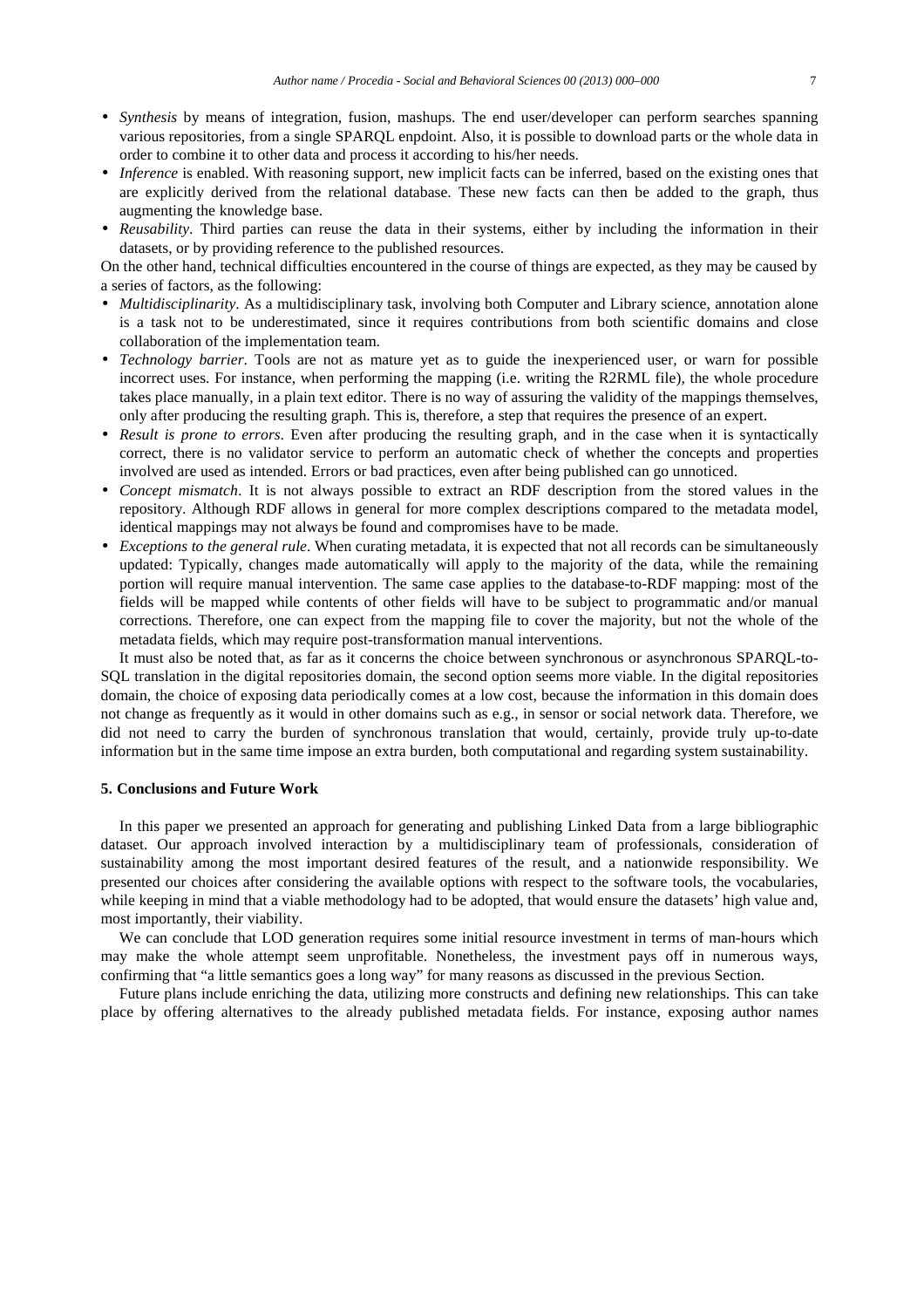- *Synthesis* by means of integration, fusion, mashups. The end user/developer can perform searches spanning various repositories, from a single SPARQL enpdoint. Also, it is possible to download parts or the whole data in order to combine it to other data and process it according to his/her needs.
- *Inference* is enabled. With reasoning support, new implicit facts can be inferred, based on the existing ones that are explicitly derived from the relational database. These new facts can then be added to the graph, thus augmenting the knowledge base.
- *Reusability*. Third parties can reuse the data in their systems, either by including the information in their datasets, or by providing reference to the published resources.

On the other hand, technical difficulties encountered in the course of things are expected, as they may be caused by a series of factors, as the following:

- *Multidisciplinarity*. As a multidisciplinary task, involving both Computer and Library science, annotation alone is a task not to be underestimated, since it requires contributions from both scientific domains and close collaboration of the implementation team.
- *Technology barrier*. Tools are not as mature yet as to guide the inexperienced user, or warn for possible incorrect uses. For instance, when performing the mapping (i.e. writing the R2RML file), the whole procedure takes place manually, in a plain text editor. There is no way of assuring the validity of the mappings themselves, only after producing the resulting graph. This is, therefore, a step that requires the presence of an expert.
- *Result is prone to errors*. Even after producing the resulting graph, and in the case when it is syntactically correct, there is no validator service to perform an automatic check of whether the concepts and properties involved are used as intended. Errors or bad practices, even after being published can go unnoticed.
- *Concept mismatch*. It is not always possible to extract an RDF description from the stored values in the repository. Although RDF allows in general for more complex descriptions compared to the metadata model, identical mappings may not always be found and compromises have to be made.
- *Exceptions to the general rule*. When curating metadata, it is expected that not all records can be simultaneously updated: Typically, changes made automatically will apply to the majority of the data, while the remaining portion will require manual intervention. The same case applies to the database-to-RDF mapping: most of the fields will be mapped while contents of other fields will have to be subject to programmatic and/or manual corrections. Therefore, one can expect from the mapping file to cover the majority, but not the whole of the metadata fields, which may require post-transformation manual interventions.

It must also be noted that, as far as it concerns the choice between synchronous or asynchronous SPARQL-to-SQL translation in the digital repositories domain, the second option seems more viable. In the digital repositories domain, the choice of exposing data periodically comes at a low cost, because the information in this domain does not change as frequently as it would in other domains such as e.g., in sensor or social network data. Therefore, we did not need to carry the burden of synchronous translation that would, certainly, provide truly up-to-date information but in the same time impose an extra burden, both computational and regarding system sustainability.

## 5. Conclusions and Future Work

In this paper we presented an approach for generating and publishing Linked Data from a large bibliographic dataset. Our approach involved interaction by a multidisciplinary team of professionals, consideration of sustainability among the most important desired features of the result, and a nationwide responsibility. We presented our choices after considering the available options with respect to the software tools, the vocabularies, while keeping in mind that a viable methodology had to be adopted, that would ensure the datasets' high value and, most importantly, their viability.

We can conclude that LOD generation requires some initial resource investment in terms of man-hours which may make the whole attempt seem unprofitable. Nonetheless, the investment pays off in numerous ways, confirming that "a little semantics goes a long way" for many reasons as discussed in the previous Section.

Future plans include enriching the data, utilizing more constructs and defining new relationships. This can take place by offering alternatives to the already published metadata fields. For instance, exposing author names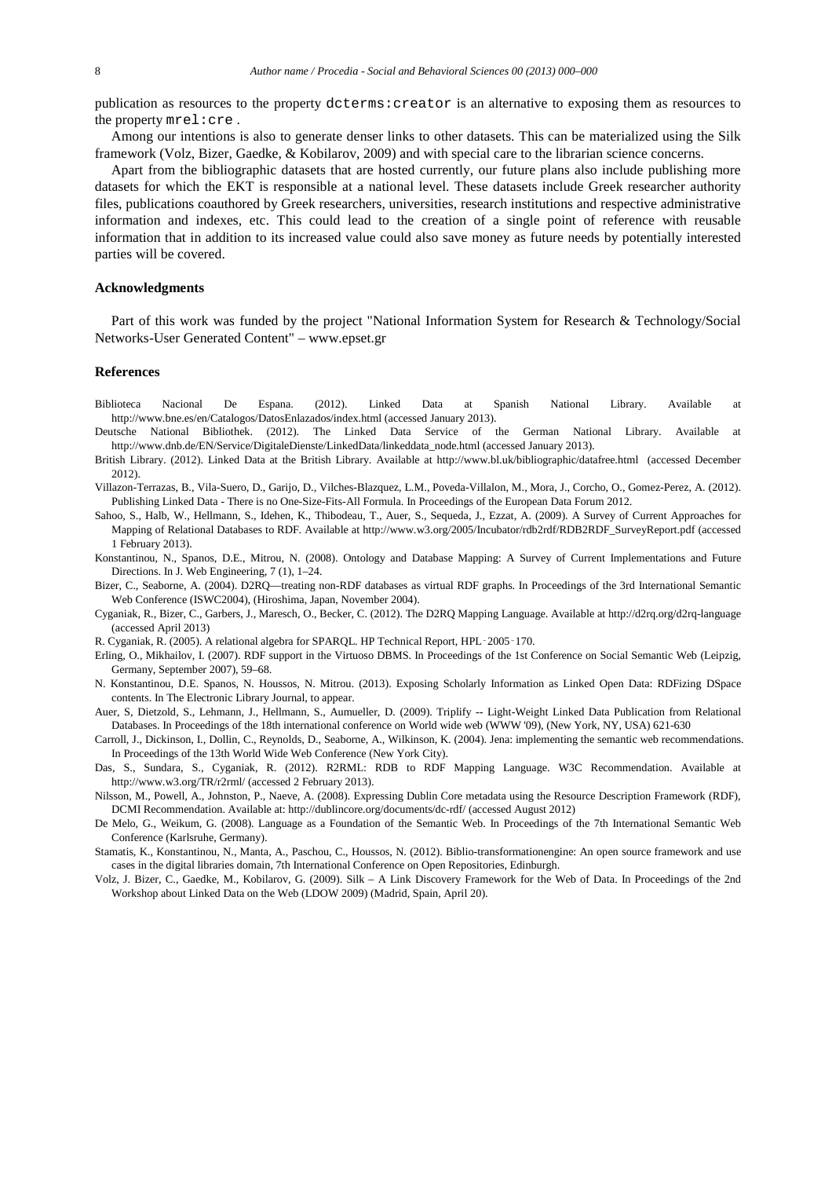publication as resources to the property `dcterms:creator` is an alternative to exposing them as resources to the property `mrel:cre` .

Among our intentions is also to generate denser links to other datasets. This can be materialized using the Silk framework (Volz, Bizer, Gaedke, & Kobilarov, 2009) and with special care to the librarian science concerns.

Apart from the bibliographic datasets that are hosted currently, our future plans also include publishing more datasets for which the EKT is responsible at a national level. These datasets include Greek researcher authority files, publications coauthored by Greek researchers, universities, research institutions and respective administrative information and indexes, etc. This could lead to the creation of a single point of reference with reusable information that in addition to its increased value could also save money as future needs by potentially interested parties will be covered.

### Acknowledgments

Part of this work was funded by the project "National Information System for Research & Technology/Social Networks-User Generated Content" – www.epset.gr

### References

Biblioteca Nacional De Espana. (2012). Linked Data at Spanish National Library. Available at http://www.bne.es/en/Catalogos/DatosEnlazados/index.html (accessed January 2013).

Deutsche National Bibliothek. (2012). The Linked Data Service of the German National Library. Available at http://www.dnb.de/EN/Service/DigitaleDienste/LinkedData/linkeddata_node.html (accessed January 2013).

British Library. (2012). Linked Data at the British Library. Available at http://www.bl.uk/bibliographic/datafree.html (accessed December 2012).

Villazon-Terrazas, B., Vila-Suero, D., Garijo, D., Vilches-Blazquez, L.M., Poveda-Villalon, M., Mora, J., Corcho, O., Gomez-Perez, A. (2012). Publishing Linked Data - There is no One-Size-Fits-All Formula. In Proceedings of the European Data Forum 2012.

Sahoo, S., Halb, W., Hellmann, S., Idehen, K., Thibodeau, T., Auer, S., Sequeda, J., Ezzat, A. (2009). A Survey of Current Approaches for Mapping of Relational Databases to RDF. Available at http://www.w3.org/2005/Incubator/rdb2rdf/RDB2RDF_SurveyReport.pdf (accessed 1 February 2013).

Konstantinou, N., Spanos, D.E., Mitrou, N. (2008). Ontology and Database Mapping: A Survey of Current Implementations and Future Directions. In J. Web Engineering, 7 (1), 1–24.

Bizer, C., Seaborne, A. (2004). D2RQ—treating non-RDF databases as virtual RDF graphs. In Proceedings of the 3rd International Semantic Web Conference (ISWC2004), (Hiroshima, Japan, November 2004).

Cyganiak, R., Bizer, C., Garbers, J., Maresch, O., Becker, C. (2012). The D2RQ Mapping Language. Available at http://d2rq.org/d2rq-language (accessed April 2013)

R. Cyganiak, R. (2005). A relational algebra for SPARQL. HP Technical Report, HPL-2005-170.

Erling, O., Mikhailov, I. (2007). RDF support in the Virtuoso DBMS. In Proceedings of the 1st Conference on Social Semantic Web (Leipzig, Germany, September 2007), 59–68.

N. Konstantinou, D.E. Spanos, N. Houssos, N. Mitrou. (2013). Exposing Scholarly Information as Linked Open Data: RDFizing DSpace contents. In The Electronic Library Journal, to appear.

Auer, S, Dietzold, S., Lehmann, J., Hellmann, S., Aumueller, D. (2009). Triplify -- Light-Weight Linked Data Publication from Relational Databases. In Proceedings of the 18th international conference on World wide web (WWW '09), (New York, NY, USA) 621-630

Carroll, J., Dickinson, I., Dollin, C., Reynolds, D., Seaborne, A., Wilkinson, K. (2004). Jena: implementing the semantic web recommendations. In Proceedings of the 13th World Wide Web Conference (New York City).

Das, S., Sundara, S., Cyganiak, R. (2012). R2RML: RDB to RDF Mapping Language. W3C Recommendation. Available at http://www.w3.org/TR/r2rml/ (accessed 2 February 2013).

Nilsson, M., Powell, A., Johnston, P., Naeve, A. (2008). Expressing Dublin Core metadata using the Resource Description Framework (RDF), DCMI Recommendation. Available at: http://dublincore.org/documents/dc-rdf/ (accessed August 2012)

De Melo, G., Weikum, G. (2008). Language as a Foundation of the Semantic Web. In Proceedings of the 7th International Semantic Web Conference (Karlsruhe, Germany).

Stamatis, K., Konstantinou, N., Manta, A., Paschou, C., Houssos, N. (2012). Biblio-transformationengine: An open source framework and use cases in the digital libraries domain, 7th International Conference on Open Repositories, Edinburgh.

Volz, J. Bizer, C., Gaedke, M., Kobilarov, G. (2009). Silk – A Link Discovery Framework for the Web of Data. In Proceedings of the 2nd Workshop about Linked Data on the Web (LDOW 2009) (Madrid, Spain, April 20).